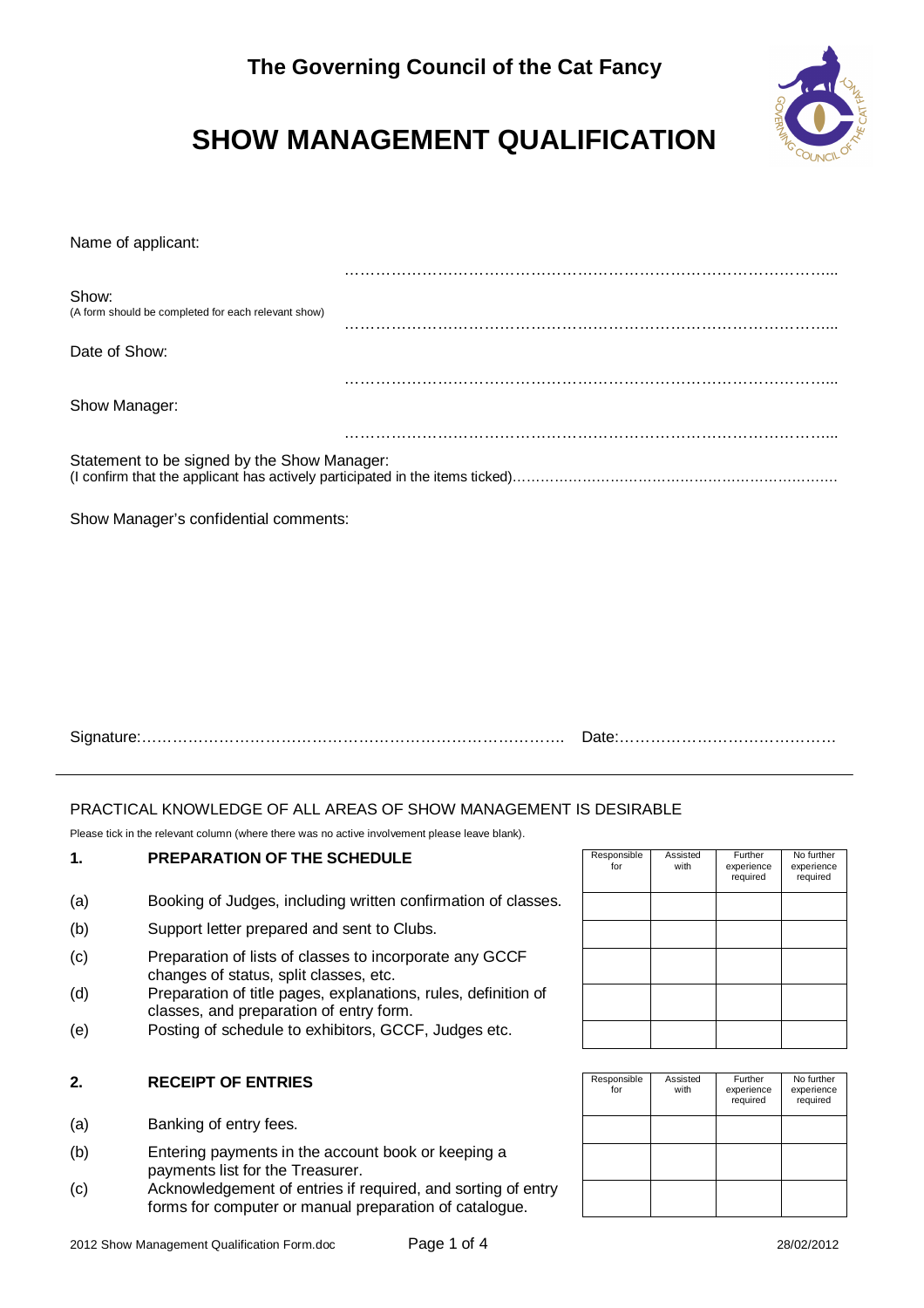# The Governing Council of the Cat Fancy

# SHOW MANAGEMENT QUALIFICATION

Name of applicant: ……………………………………………………………………………………

Show:
(A form should be completed for each relevant show) ……………………………………………………………………………………

Date of Show: ……………………………………………………………………………………

Show Manager: ……………………………………………………………………………………

Statement to be signed by the Show Manager:
(I confirm that the applicant has actively participated in the items ticked)……………………………………………………………

Show Manager's confidential comments:

Signature:…………………………………………………………………………. Date:……………………………………

---

PRACTICAL KNOWLEDGE OF ALL AREAS OF SHOW MANAGEMENT IS DESIRABLE

Please tick in the relevant column (where there was no active involvement please leave blank).

## 1. PREPARATION OF THE SCHEDULE

| | | Responsible for | Assisted with | Further experience required | No further experience required |
|---|---|---|---|---|---|
| (a) | Booking of Judges, including written confirmation of classes. | | | | |
| (b) | Support letter prepared and sent to Clubs. | | | | |
| (c) | Preparation of lists of classes to incorporate any GCCF changes of status, split classes, etc. | | | | |
| (d) | Preparation of title pages, explanations, rules, definition of classes, and preparation of entry form. | | | | |
| (e) | Posting of schedule to exhibitors, GCCF, Judges etc. | | | | |

## 2. RECEIPT OF ENTRIES

| | | Responsible for | Assisted with | Further experience required | No further experience required |
|---|---|---|---|---|---|
| (a) | Banking of entry fees. | | | | |
| (b) | Entering payments in the account book or keeping a payments list for the Treasurer. | | | | |
| (c) | Acknowledgement of entries if required, and sorting of entry forms for computer or manual preparation of catalogue. | | | | |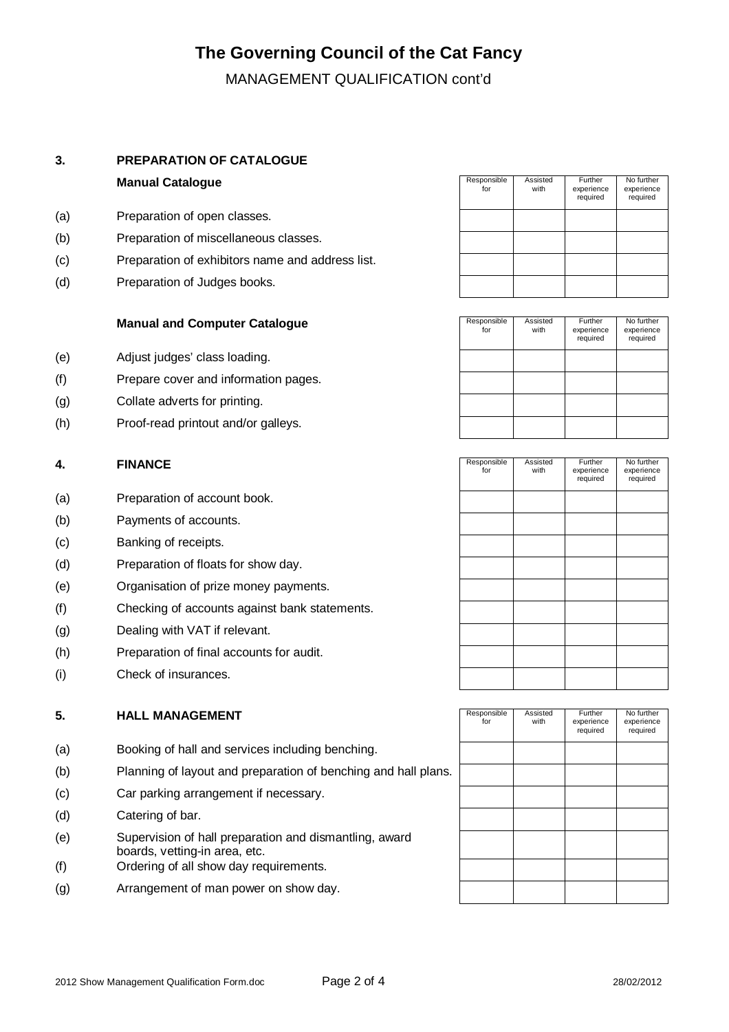# The Governing Council of the Cat Fancy

MANAGEMENT QUALIFICATION cont'd

## 3. PREPARATION OF CATALOGUE

### Manual Catalogue

| | | Responsible for | Assisted with | Further experience required | No further experience required |
|---|---|---|---|---|---|
| (a) | Preparation of open classes. | | | | |
| (b) | Preparation of miscellaneous classes. | | | | |
| (c) | Preparation of exhibitors name and address list. | | | | |
| (d) | Preparation of Judges books. | | | | |

### Manual and Computer Catalogue

| | | Responsible for | Assisted with | Further experience required | No further experience required |
|---|---|---|---|---|---|
| (e) | Adjust judges' class loading. | | | | |
| (f) | Prepare cover and information pages. | | | | |
| (g) | Collate adverts for printing. | | | | |
| (h) | Proof-read printout and/or galleys. | | | | |

## 4. FINANCE

| | | Responsible for | Assisted with | Further experience required | No further experience required |
|---|---|---|---|---|---|
| (a) | Preparation of account book. | | | | |
| (b) | Payments of accounts. | | | | |
| (c) | Banking of receipts. | | | | |
| (d) | Preparation of floats for show day. | | | | |
| (e) | Organisation of prize money payments. | | | | |
| (f) | Checking of accounts against bank statements. | | | | |
| (g) | Dealing with VAT if relevant. | | | | |
| (h) | Preparation of final accounts for audit. | | | | |
| (i) | Check of insurances. | | | | |

## 5. HALL MANAGEMENT

| | | Responsible for | Assisted with | Further experience required | No further experience required |
|---|---|---|---|---|---|
| (a) | Booking of hall and services including benching. | | | | |
| (b) | Planning of layout and preparation of benching and hall plans. | | | | |
| (c) | Car parking arrangement if necessary. | | | | |
| (d) | Catering of bar. | | | | |
| (e) | Supervision of hall preparation and dismantling, award boards, vetting-in area, etc. | | | | |
| (f) | Ordering of all show day requirements. | | | | |
| (g) | Arrangement of man power on show day. | | | | |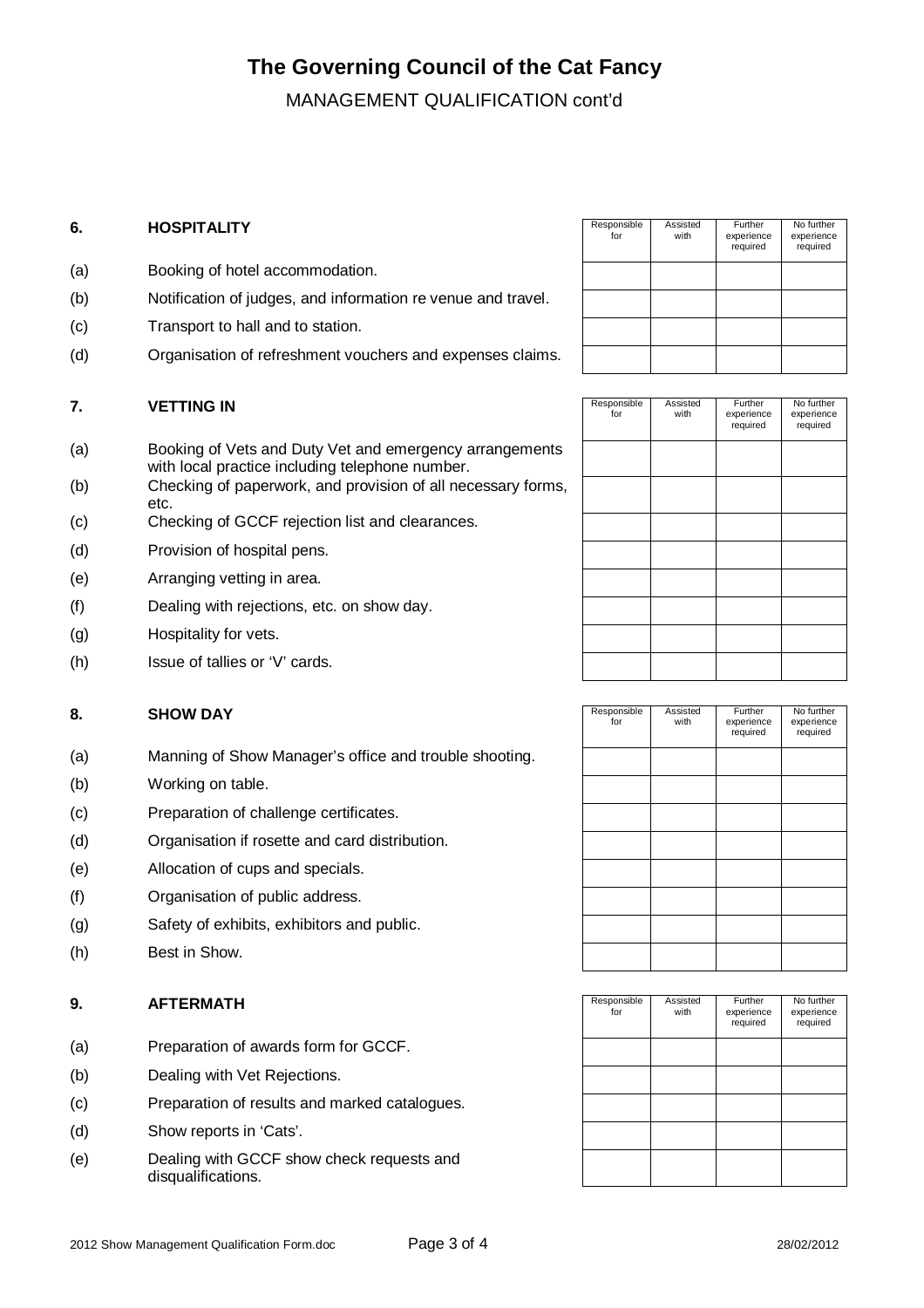# The Governing Council of the Cat Fancy

MANAGEMENT QUALIFICATION cont'd

| **6. HOSPITALITY** | Responsible for | Assisted with | Further experience required | No further experience required |
|---|---|---|---|---|
| (a) Booking of hotel accommodation. | | | | |
| (b) Notification of judges, and information re venue and travel. | | | | |
| (c) Transport to hall and to station. | | | | |
| (d) Organisation of refreshment vouchers and expenses claims. | | | | |

| **7. VETTING IN** | Responsible for | Assisted with | Further experience required | No further experience required |
|---|---|---|---|---|
| (a) Booking of Vets and Duty Vet and emergency arrangements with local practice including telephone number. | | | | |
| (b) Checking of paperwork, and provision of all necessary forms, etc. | | | | |
| (c) Checking of GCCF rejection list and clearances. | | | | |
| (d) Provision of hospital pens. | | | | |
| (e) Arranging vetting in area. | | | | |
| (f) Dealing with rejections, etc. on show day. | | | | |
| (g) Hospitality for vets. | | | | |
| (h) Issue of tallies or 'V' cards. | | | | |

| **8. SHOW DAY** | Responsible for | Assisted with | Further experience required | No further experience required |
|---|---|---|---|---|
| (a) Manning of Show Manager's office and trouble shooting. | | | | |
| (b) Working on table. | | | | |
| (c) Preparation of challenge certificates. | | | | |
| (d) Organisation if rosette and card distribution. | | | | |
| (e) Allocation of cups and specials. | | | | |
| (f) Organisation of public address. | | | | |
| (g) Safety of exhibits, exhibitors and public. | | | | |
| (h) Best in Show. | | | | |

| **9. AFTERMATH** | Responsible for | Assisted with | Further experience required | No further experience required |
|---|---|---|---|---|
| (a) Preparation of awards form for GCCF. | | | | |
| (b) Dealing with Vet Rejections. | | | | |
| (c) Preparation of results and marked catalogues. | | | | |
| (d) Show reports in 'Cats'. | | | | |
| (e) Dealing with GCCF show check requests and disqualifications. | | | | |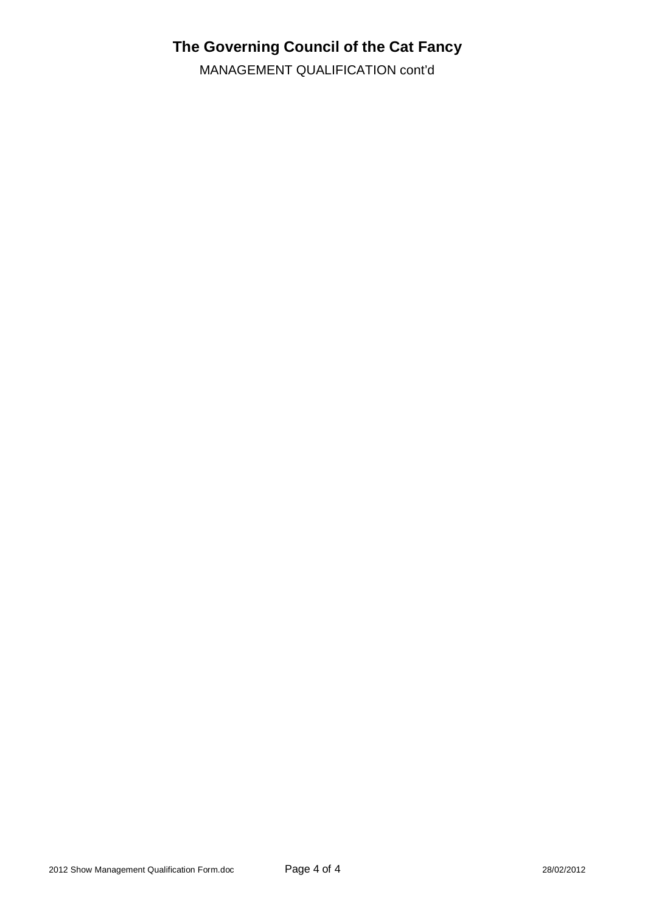# The Governing Council of the Cat Fancy

MANAGEMENT QUALIFICATION cont'd